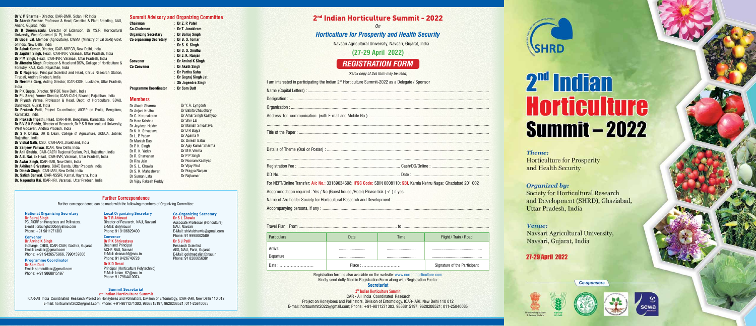Dr V. P. Sharma - Director, ICAR-DMR, Solan, HP, India
Dr Akarsh Parihar, Professor & Head, Genetics & Plant Breeding, AAU, Anand, Gujarat, India
Dr B Sreenivasulu, Director of Extension, Dr Y.S.R. Horticultural University, West Godavari (A. P.), India
Dr Gopal Lal, Member (Agriculture), CWMA (Ministry of Jal Sakti) Govt. of India, New Delhi, India
Dr Ashok Kumar, Director, ICAR-NBPGR, New Delhi, India
Dr Jagdish Singh, Head, ICAR-IIVR, Varanasi, Uttar Pradesh, India
Dr P M Singh, Head, ICAR-IIVR, Varanasi, Uttar Pradesh, India
Dr Jitendra Singh, Professor & Head and DSW, College of Horticulture & Forestry, KAU, Kota, Rajasthan, India
Dr K Nagaraju, Principal Scientist and Head, Citrus Research Station, Tirupati, Andhra Pradesh, India
Dr Neelima Garg, Acting Director, ICAR-CISH, Lucknow, Uttar Pradesh, India
Dr P K Gupta, Director, NHRDF, New Delhi, India
Dr P L Saroj, Former Director, ICAR-CIAH, Bikaner, Rajasthan, India
Dr Piyush Verma, Professor & Head, Deptt. of Horticulture, SDAU, Dantiwada, Gujrat, India
Dr Prakash Patil, Project Co-ordinator, AICRP on Fruits, Bengaluru, Karnataka, India
Dr Prakash Tripathi, Head, ICAR-IIHR, Bengaluru, Karnataka, India
Dr R V S K Reddy, Director of Research, Dr Y S R Horticultural University, West Godavari, Andhra Pradesh, India
Dr S R Dhaka, DR & Dean, College of Agriculture, SKNUA, Jobner, Rajasthan, India
Dr Vishal Nath, OSD, ICAR-IARI, Jharkhand, India
Dr Sanjeev Panwar, ICAR, New Delhi, India
Dr Anil Shukla, ICAR-CAZRI Regional Station, Pali, Rajasthan, India
Dr A.B. Rai, Ex Head, ICAR-IIVR, Varanasi, Uttar Pradesh, India
Dr Awtar Singh, ICAR-IARI, New Delhi, India
Dr Akhilesh Srivastava, BUAT, Banda, Uttar Pradesh, India
Dr Dinesh Singh, ICAR-IARI, New Delhi, India
Dr. Satish Sanwal, ICAR-NSSRI, Karnal, Hayrana, India
Dr. Nagendra Rai, ICAR-IIRI, Varanasi, Uttar Pradesh, India

## Summit Advisory and Organizing Committee

| | |
|---|---|
| **Chairman** | : **Dr Z. P. Patel** |
| **Co-Chairman** | : **Dr T. Janakiram** |
| **Organizing Secretary** | : **Dr Balraj Singh** |
| **Co organizing Secretary** | : **Dr B. S. Tomar** |
| | : **Dr S. K. Singh** |
| | : **Dr S. S. Sindhu** |
| | : **Dr J. K. Ranjan** |
| **Convenor** | : **Dr Arvind K Singh** |
| **Co Convenor** | : **Dr Akath Singh** |
| | : **Dr Partha Saha** |
| | : **Dr Gograj Singh Jat** |
| | : **Sh Jogendra Singh** |
| **Programme Coordinator** | : **Dr Som Dutt** |

## Members

Dr Akash Sharma
Dr Anjani Kr Jha
Dr G. Karunakaran
Dr Hare Krishna
Dr Jaydeep Halder
Dr K. K. Srivastava
Dr L. P Yadav
Dr Manish Das
Dr P. K. Singh
Dr R. K. Yadav
Dr R. Sharvanan
Dr Ritu Jain
Dr S. L. Chawla
Dr S. K. Maheshwari
Dr Suman Lata
Dr Vijay Rakesh Reddy
Dr Y. A. Lyngdoh
Dr Babita Chaudhary
Dr Amar Singh Kashyap
Dr Shiv Lal
Dr Manish Srivastava
Dr D R Bajya
Dr Aparna V
Dr Dinesh Babu
Dr Ajay Kumar Sharma
Dr M K Verma
Dr P P Singh
Dr Poonam Kashyap
Dr Vijay Paul
Dr Pragya Ranjan
Dr Rajkumar

## Further Correspondence

Further correspondence can be made with the following members of Organizing Committee:

**National Organizing Secretary**
**Dr Balraj Singh**
PC, AICRP on Honeybees and Pollinators,
E-mail : drbsingh2000@yahoo.com
Phone: +91 9811271303

**Convenor**
**Dr Arvind K Singh**
Incharge, CHES, ICAR-CIAH, Godhra, Gujarat
Email: aksicar@gmail.com
Phone: +91 9426575966, 7990159806

**Programme Coordinator**
**Dr Som Dutt**
Email: somdutticar@gmail.com
Phone: +91 9868815197

**Local Organizing Secretary**
**Dr T R Ahlawat**
Director of Research, NAU, Navsari
E-Mail: dr@nau.in
Phone: 91 9106829400

**Convenor**
**Dr P K Shrivastava**
Dean and Principal
ACHF, NAU, Navsari
E-Mail: deanachf@nau.in
Phone: 91 9426740728

**Dr K D Desai**
Principal (Horticulture Polytechnic)
E-Mail: ketan_62@nau.in
Phone: 91 7984410074

**Co-Organizing Secretary**
**Dr S L Chawla**
Associate Professor (Floriculture)
NAU, Navsari
E-Mail: shivlalchawla@gmail.com
Phone: 91 9998002589

**Dr S J Patil**
Research Scientist
AES, NAU, Paria, Gujarat
E-Mail: goldmedalist@nau.in
Phone: 91 8200656381

**Summit Secretariat**
**2nd Indian Horticulture Summit**
ICAR-All India Coordinated Research Project on Honeybees and Pollinators, Division of Entomology, ICAR-IARI, New Delhi 110 012
E-mail: hortsummit2022@gmail.com; Phone: +91-9811271303, 9868815197, 9628208521; 011-25840085

# 2nd Indian Horticulture Summit - 2022

*On*

*Horticulture for Prosperity and Health Security*

Navsari Agricultural University, Navsari, Gujarat, India

**(27-29 April 2022)**

## REGISTRATION FORM

*(Xerox copy of this form may be used)*

I am interested in participating the Indian 2nd Horticulture Summit-2022 as a Delegate / Sponsor

Name (Capital Letters) : ....................................................

Designation : ....................................................

Organization : ....................................................

Address for communication (with E-mail and Mobile No.) : ....................................................

....................................................

Title of the Paper : ....................................................

....................................................

Details of Theme (Oral or Poster) : ....................................................

....................................................

Registration Fee : .................................................... Cash/DD/Online : ....................................................

DD No. .................................................... Date : ....................................................

For NEFT/Online Transfer: A/c No.: 33189034698; IFSC Code: SBIN 0008110; SBI, Kamla Nehru Nagar, Ghaziabad 201 002

Accommodation required : Yes / No (Guest house /Hotel) Please tick ( ✓ ) if yes.

Name of A/c holder-Society for Horticultural Research and Development : ....................................................

Accompanying persons, if any : ....................................................

....................................................

Travel Plan : From .................................................... to ....................................................

| Particulars | Date | Time | Flight / Train / Road |
|---|---|---|---|
| Arrival | .................... | .................... | .................... |
| Departure | .................... | .................... | .................... |
| Date : .................... | Place : .................... | | Signature of the Participant |

Registration form is also available on the website: www.currenthorticulture.com
Kindly send dully filled in Registration Form along with Registration Fee to:

**Secretariat**

**2nd Indian Horticulture Summit**

ICAR - All India Coordinated Research
Project on Honeybees and Pollinators, Division of Entomology, ICAR-IARI, New Delhi 110 012
E-mail: hortsummit2022@gmail.com; Phone: +91-9811271303, 9868815197, 9628208521; 011-25840085

SHRD

# 2nd Indian Horticulture Summit – 2022

*Theme:*
Horticulture for Prosperity and Health Security

*Organized by:*
Society for Horticultural Research and Development (SHRD), Ghaziabad, Uttar Pradesh, India

*Venue:*
Navsari Agricultural University, Navsari, Gujarat, India

**27-29 April 2022**

*Co-sponsors*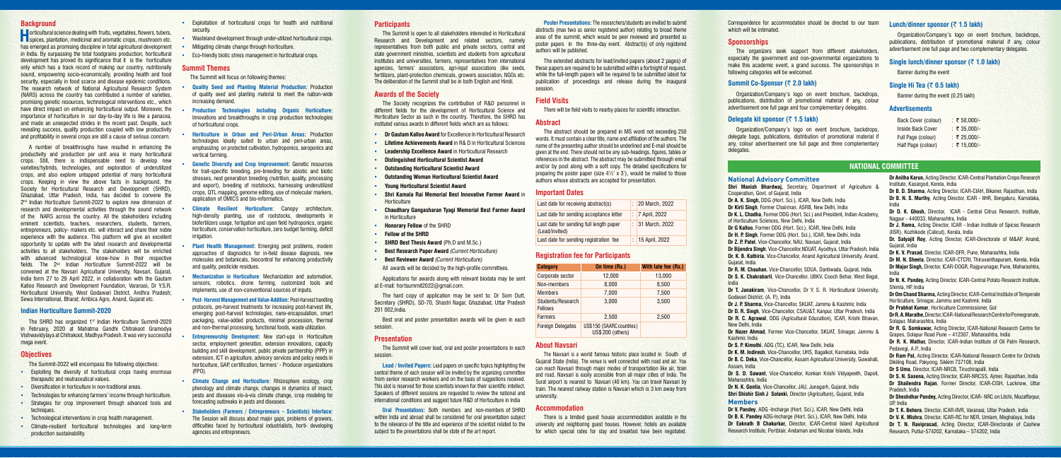## Background

**H**orticultural science dealing with fruits, vegetables, flowers, tubers, spices, plantation, medicinal and aromatic crops, mushroom etc. has emerged as promising discipline in total agricultural development in India. By surpassing the total foodgrains production, horticultural development has proved its significance that it is the horticulture only which has a track record of making our country, nutritionally sound, empowering socio-economically, providing health and food security, especially in food scarce and disease epidemic conditions. The research network of National Agricultural Research System (NARS) across the country has contributed a number of varieties, promising genetic resources, technological interventions etc., which have direct impact on enhancing horticultural output. Moreover, the importance of horticulture in our day-to-day life is like a panacea, and made an unexpected strides in the recent past. Despite, such revealing success, quality production coupled with low productivity and profitability in several crops are still a cause of serious concern.

A number of breakthroughs have resulted in enhancing the productivity and production per unit area in many horticultural crops. Still, there is indispensable need to develop new varieties/hybrids, technologies, and exploration of underutilized crops, and also explore untapped potential of many horticultural crops. Keeping in view the above facts in background, the Society for Horticultural Research and Development (SHRD), Ghaziabad, Uttar Pradesh, India, has decided to convene the 2nd Indian Horticulture Summit-2022 to explore new dimension of research and developmental activities through the sound network of the NARS across the country. All the stakeholders including eminent scientists, teachers, researchers, students, farmers, entrepreneurs, policy- makers etc. will interact and share their noble experience with the audience. This platform will give an excellent opportunity to update with the latest research and developmental activities to all stakeholders. The stakeholders will be enriched with advanced technological know-how in their respective fields. The 2nd Indian Horticulture Summit-2022 will be convened at the Navsari Agricultural University, Navsari, Gujarat, India form 27 to 29 April 2022, in collaboration with the Gautam Kalloo Research and Development Foundation, Varanasi, Dr Y.S.R. Horticultural University, West Godawari District, Andhra Pradesh; Sewa International, Bharat; Ambica Agro, Anand, Gujarat etc.

## Indian Horticulture Summit-2020

The SHRD has organized 1st Indian Horticulture Summit-2020 in February, 2020 at Mahatma Gandhi Chitrakoot Gramodya Vishwavidyalaya at Chitrakoot, Madhya Pradesh. It was very successful mega event.

## Objectives

The Summit-2022 will encompass the following objectives:

- Exploiting the diversity of horticultural crops having enormous therapeutic and neutraceutical values.
- Diversification in horticulture in non-traditional areas.
- Technologies for enhancing farmers' income through horticulture.
- Strategies for crop improvement through advanced tools and techniques.
- Technological interventions in crop health management.
- Climate-resilient horticultural technologies and long-term production sustainability.
- Exploitation of horticultural crops for health and nutritional security.
- Wasteland development through under-utilized horticultural crops.
- Mitigating climate change through horticulture.
- Eco-friendly biotic stress management in horticultural crops.

## Summit Themes

The Summit will focus on following themes:

- **Quality Seed and Planting Material Production:** Production of quality seed and planting material to meet the nation-wide increasing demand.
- **Production Technologies including Organic Horticulture:** Innovations and breakthroughs in crop production technologies of horticultural crops.
- **Horticulture in Urban and Peri-Urban Areas:** Production technologies ideally suited to urban and peri-urban areas, emphasizing on protected cultivation, hydroponics, aeroponics and vertical farming.
- **Genetic Diversity and Crop Improvement:** Genetic resources for trait-specific breeding, pre-breeding for abiotic and biotic stresses, next generation breeding (nutrition, quality, processing and export), breeding of rootstocks, harnessing underutilized crops, QTL mapping, genome editing, use of molecular markers, application of OMICS and bio-informatics.
- **Climate Resilient Horticulture:** Canopy architecture, high-density planting, use of rootstocks, developments in biofertilizers usage, fertigation and open field hydroponics, organic horticulture, conservation horticulture, zero budget farming, deficit irrigation.
- **Plant Health Management:** Emerging pest problems, modern approaches of diagnostics for in-field disease diagnosis, new molecules and botanicals, biocontrol for enhancing productivity and quality, pesticide residues.
- **Mechanization in Horticulture:** Mechanization and automation, sensors, robotics, drone farming, customized tools and implements, use of non-conventional sources of inputs.
- **Post- Harvest Management and Value-Addition:** Post-harvest handling protocols, pre-harvest treatments for increasing post-harvest life, emerging post-harvest technologies, nano-encapsulation, smart packaging, value-added products, minimal procession, thermal and non-thermal processing, functional foods, waste utilization.
- **Entrepreneurship Development:** New start-ups in Horticulture sector, employment generation, extension innovations, capacity building and skill development, public private partnership (PPP) in extension, ICT in agriculture, advisory services and policy needs in horticulture, GAP, certification, farmers' - Producer organizations (FPO).
- **Climate Change and Horticulture:** Rhizosphere ecology, crop phenology and climate change, changes in dynamics of insect, pests and diseases vis-à-vis climate change, crop modeling for forecasting outbreaks in pests and diseases.
- **Stakeholders (Farmers / Entrepreneurs – Scientists) Interface:** The Session will discuss about major gaps, problems of growers, difficulties faced by horticultural industrialists, horti- developing agencies and entrepreneurs.

## Participants

The Summit is open to all stakeholders interested in Horticultural Research and Development and related sectors, namely representatives from both public and private sectors, central and state government ministries, scientists and students from agricultural institutes and universities, farmers, representatives from international agencies, farmers' associations, agri-input associations (like seeds, fertilizers, plant-protection chemicals, growers association, NGOs etc. The deliberation of the Summit shall be in both English and Hindi.

## Awards of the Society

The Society recognizes the contribution of R&D personnel in different fields for the development of Horticultural Science and Horticulture Sector as such in the country. Therefore, the SHRD has instituted various awards in different fields which are as follows:

- **Dr Gautam Kalloo Award** for Excellence In Horticultural Research
- **Lifetime Achievements Award** in R& D in Horticultural Sciences
- **Leadership Excellence Award** in Horticultural Research
- **Distinguished Horticultural Scientist Award**
- **Outstanding Horticultural Scientist Award**
- **Outstanding Woman Horticultural Scientist Award**
- **Young Horticultural Scientist Award**
- **Shri Kamala Rai Memorial Best Innovative Farmer Award** in Horticulture
- **Chaudhary Gangasharan Tyagi Memorial Best Farmer Award** in Horticulture
- **Honorary Fellow** of the SHRD
- **Fellow of the SHRD**
- **SHRD Best Thesis Award** (Ph.D and M.Sc.)
- **Best Research Paper Award** *(Current Horticulture)*
- **Best Reviewer Award** *(Current Horticulture)*

All awards will be decided by the high-profile committees.

Applications for awards along with relevant biodata may be sent at E-mail: hortsummit2022@gmail.com.

The hard copy of application may be sent to: Dr Som Dutt, Secretary (SHRD), SD-70, Shastri Nagar, Ghaziabad, Uttar Pradesh 201 002,India.

Best oral and poster presentation awards will be given in each session.

## Presentation

The Summit will cover lead, oral and poster presentations in each session.

**Lead / Invited Papers:** Lead papers on specific topics highlighting the central theme of each session will be invited by the organizing committee from senior research workers and on the basis of suggestions received. This slot is reserved for those scientists known for their scientific intellect. Speakers of different sessions are requested to review the national and international conditions and suggest future R&D of Horticulture in India

**Oral Presentations:** Both members and non-members of SHRD within India and abroad shall be considered for oral presentation subject to the relevance of the title and experience of the scientist related to the subject to the presentations shall be state of the art report.

**Poster Presentations:** The researchers/students are invited to submit abstracts (max two as senior registered author) relating to broad theme areas of the summit, which would be peer reviewed and presented as poster papers in the three-day event. Abstract(s) of only registered authors will be published.

The extended abstracts for lead/invited papers (about 2 pages) of these papers are required to be submitted within a fortnight of request, while the full-length papers will be required to be submitted latest for publication of proceedings and release during the inaugural session.

## Field Visits

There will be field visits to nearby places for scientific interaction.

## Abstract

The abstract should be prepared in MS word not exceeding 250 words. It must contain a clear title, name and affiliation of the authors. The name of the presenting author should be underlined and E-mail should be given at the end. There should not be any sub-headings, figures, tables or references in the abstract. The abstract may be submitted through email and/or by post along with a soft copy. The detailed specifications for preparing the poster paper (size 4½' x 3'), would be mailed to those authors whose abstracts are accepted for presentation.

## Important Dates

| | | |
|---|---|---|
| Last date for receiving abstract(s) | : | 20 March, 2022 |
| Last date for sending acceptance letter | : | 7 April, 2022 |
| Last date for sending full length paper (Lead/invited) | : | 31 March, 2022 |
| Last date for sending registration fee | : | 15 April, 2022 |

## Registration fee for Participants

| Category | On time (Rs.) | With late fee (Rs.) |
|---|---|---|
| Corporate sector | 12,000 | 13,000 |
| Non-members | 8,000 | 8,500 |
| Members | 7,000 | 7,500 |
| Students/Research Fellows | 3,000 | 3,500 |
| Farmers | 2,500 | 2,500 |
| Foreign Delegates | US$150 (SAARC countries) US$200 (others) | |

## About Navsari

The Navsari is a world famous historic place located in South of Gujarat State (India). The venue is well connected with road and air. You can reach Navsari through major modes of transportation like air, train and road. Navsari is easily accessible from all major cities of India. The Surat airport is nearest to Navsari (40 km). You can travel Navsari by train. The nearest railway station is Navsari which is 3 km away from university.

## Accommodation

There is a limited guest house accommodation available in the university and neighboring guest houses. However, hotels are available for which special rates for stay and breakfast have been negotiated. Correspondence for accommodation should be directed to our team which will be intimated.

## Sponsorships

The organizers seek support from different stakeholders, especially the government and non-governmental organizations to make this academic event, a grand success. The sponsorships in following categories will be welcomed.

### Summit Co-Sponsor (₹ 2.0 lakh)

Organization/Company's logo on event brochure, backdrops, publications, distribution of promotional material if any, colour advertisement one full page and four complementary delegates.

### Delegate kit sponsor (₹ 1.5 lakh)

Organization/Company's logo on event brochure, backdrops, delegate bags, publications, distribution of promotional material if any, colour advertisement one full page and three complementary delegates.

### Lunch/dinner sponsor (₹ 1.5 lakh)

Organization/Company's logo on event brochure, backdrops, publications, distribution of promotional material if any, colour advertisement one full page and two complementary delegates.

### Single lunch/dinner sponsor (₹ 1.0 lakh)

Banner during the event

### Single Hi Tea (₹ 0.5 lakh)

Banner during the event (0.25 lakh)

### Advertisements

| | | |
|---|---|---|
| Back Cover (colour) | : | ₹ 50,000/- |
| Inside Back Cover | : | ₹ 35,000/- |
| Full Page (colour) | : | ₹ 25,000/- |
| Half Page (colour) | : | ₹ 15,000/- |

## NATIONAL COMMITTEE

### National Advisory Committee

**Shri Manish Bhardwaj**, Secretary, Department of Agriculture & Cooperation, Govt. of Gujarat, India
**Dr A. K. Singh,** DDG (Hort. Sci.), ICAR, New Delhi, India
**Dr Kirti Singh**, Former Chairman, ASRB, New Delhi, India
**Dr K. L. Chadha**, Former DDG (Hort. Sci.) and President, Indian Academy, of Horticulture Sciences, New Delhi, India
**Dr G Kalloo**, Former DDG (Hort. Sci.), ICAR, New Delhi, India
**Dr H. P. Singh**, Former DDG (Hort. Sci.), ICAR, New Delhi, India
**Dr Z. P. Patel**, Vice-Chancellor, NAU, Navsari, Gujarat, India
**Dr Bijendra Singh**, Vice-Chancellor,NDUAT, Ayodhya, Uttar Pradesh, India
**Dr K. B. Kathiria**, Vice-Chancellor, Anand Agricultural University, Anand, Gujarat, India
**Dr R. M. Chauhan**, Vice-Chancellor, SDUA, Dantiwada, Gujarat, India.
**Dr S. K. Chakrabarti**, Vice-Chancellor, UBKV, Cooch Behar, West Begal, India
**Dr T. Janakiram**, Vice-Chancellor, Dr Y. S. R. Horticultural University, Godavari District, (A. P), India
**Dr J. P. Sharma**, Vice-Chancellor, SKUAT, Jammu & Kashmir, India
**Dr D. R. Singh**, Vice-Chancellor, CSAU&T, Kanpur, Uttar Pradesh, India
**Dr R. C. Agrawal**, DDG (Agricultural Education), ICAR, Krishi Bhavan, New Delhi, India
**Dr Nazer Ahmad**, Former Vice-Chancellor, SKUAT, Srinagar, Jammu & Kashmir, India
**Dr S. P. Kimothi**, ADG (TC), ICAR, New Delhi, India
**Dr K. M. Indiresh**, Vice-Chancellor, UHS, Bagalkot, Karnataka, India
**Dr B. C. Deka**, Vice-Chancellor, Assam Agricultural University, Guwahati, Assam, India
**Dr S. D. Sawant**, Vice-Chancellor, Konkan Krishi Vidyapeeth, Dapoli, Maharashtra, India
**Dr N. K. Gontia**, Vice-Chancellor, JAU, Junagarh, Gujarat, India
**Shri Shishir Sinh J Solanki**, Director (Agriculture), Gujarat, India

### Members

**Dr V. Pandey**, ADG -Incharge (Hort. Sci.), ICAR, New Delhi, India
**Dr B. K. Pandey** ADG-Incharge (Hort. Sci.), ICAR, New Delhi, India
**Dr Eaknath B Chakurkar,** Director, ICAR-Central Island Agricultural Research Institute, Portblair, Andaman and Nicobar Islands, India
**Dr Anitha Karun,** Acting Director, ICAR-Central Plantation Crops Research Institute, Kasargod, Kerela, India
**Dr B. D. Sharma**, Acting Director, ICAR-CIAH, Bikaner, Rajasthan, India
**Dr B. N. S. Murthy**, Acting Director, ICAR - IIHR, Bengaluru, Karnataka, India
**Dr D. K. Ghosh**, Director, ICAR - Central Citrus Research, Institute, Nagpur - 440033, Maharashtra, India
**Dr J. Rema,** Acting Director, ICAR - Indian Institute of Spices Research (IISR), Kozhikode (Calicut), Kerala, India
**Dr. Satyajit Roy**, Acting Director, ICAR-Directorate of M&AP, Anand, Gujarat, India
**Dr K. V. Prasad**, Director, ICAR-DFR, Pune, Maharashtra, India
**Dr M. N. Sheela**, Director, ICAR-CTCRI, Thiruvanthapuram, Kerela, India
**Dr Major Singh,** Director, ICAR-DOGR, Rajgurunagar, Pune, Maharashtra, India
**Dr N. K. Pandey,** Acting Director, ICAR-Central Potato Research Institute, Shimla, HP, India
**Dr Om Chand Sharma,** Acting Director, ICAR-Central Institute of Temperate Horticulture, Srinagar, Jammu and Kashmir, India
**Dr Prabhat Kumar**, Horticulture Commissioner, GoI
**Dr R. A. Marathe,** Director,ICAR-National Research Centre for Pomegranate, Solapur, Maharashtra, India
**Dr R. G. Somkuwar,** Acting Director, ICAR-National Research Centre for Grapes, Solapur Road Pune – 412307, Maharashtra, India
**Dr R. K. Mathur,** Director, ICAR-Indian Institute of Oil Palm Research, Pedavegi, A.P., India
**Dr Ram Pal,** Acting Director, ICAR-National Research Centre for Orchids Dikiling Road, Pakyong, Sikkim 737106, India
**Dr S Uma**, Director, ICAR-NRCB, Tiruchirapalli, India
**Dr S. N. Saxena,** Acting Director, ICAR-NRCSS, Ajmer, Rajasthan, India
**Dr Shailendra Rajan**, Former Director, ICAR-CISH, Lucknow, Uttar Pradesh, India
**Dr Sheshdhar Pandey,** Acting Director, ICAR- NRC on Litchi, Muzaffarpur, UP, India
**Dr T. K. Behera**, Director, ICAR-IIVR, Varanasi, Uttar Pradesh, India
**Dr V. K. Mishra,** Director, ICAR-RC for NER, Umiam, Meghalaya, India
**Dr T. N. Raviprasad,** Acting Director, ICAR-Directorate of Cashew Research, Puttur-574202, Karnataka – 574202, India